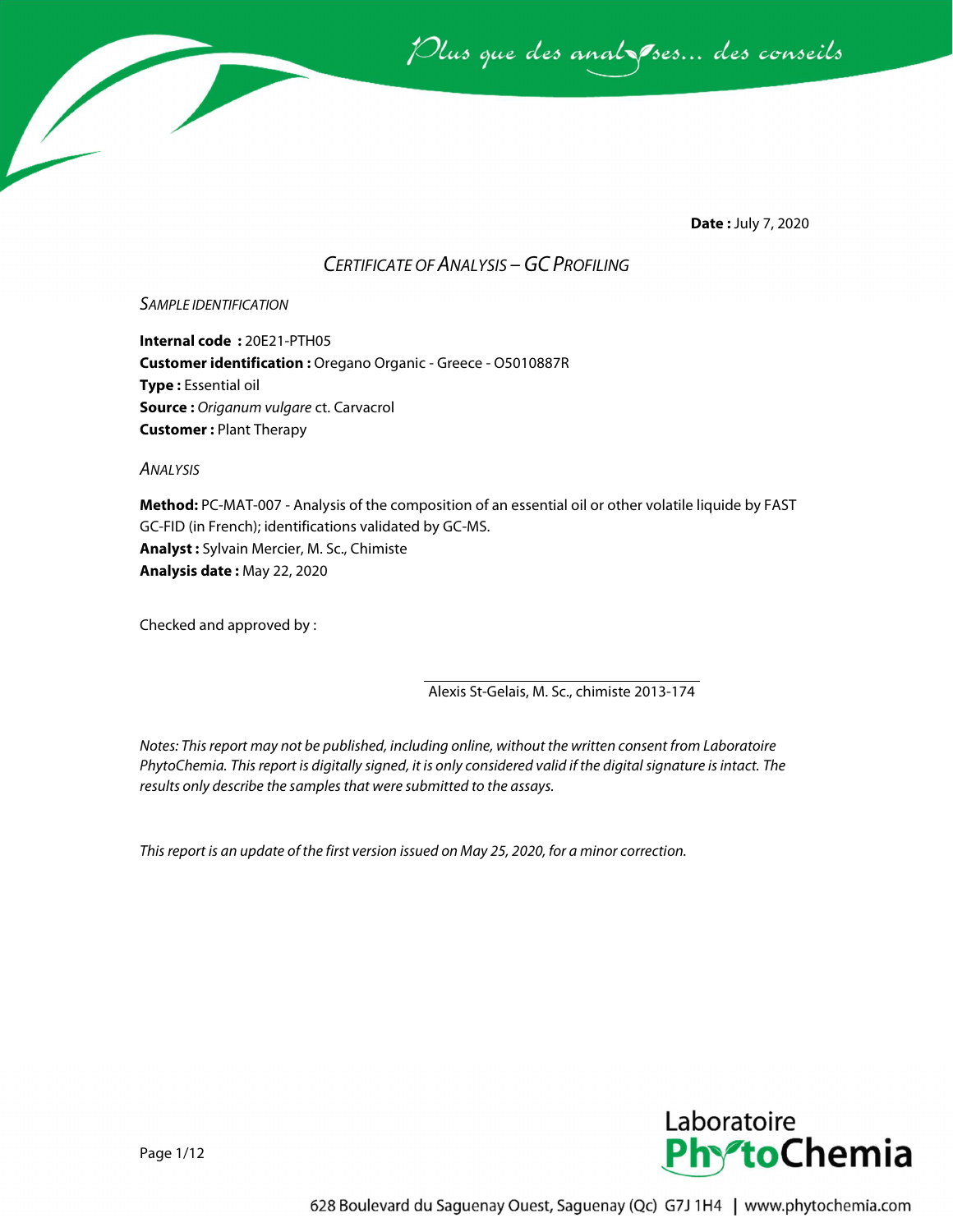**Date :** July 7, 2020

# *Certificate of Analysis – GC Profiling*

## *Sample identification*

**Internal code :** 20E21-PTH05
**Customer identification :** Oregano Organic - Greece - O5010887R
**Type :** Essential oil
**Source :** *Origanum vulgare* ct. Carvacrol
**Customer :** Plant Therapy

## *Analysis*

**Method:** PC-MAT-007 - Analysis of the composition of an essential oil or other volatile liquide by FAST GC-FID (in French); identifications validated by GC-MS.
**Analyst :** Sylvain Mercier, M. Sc., Chimiste
**Analysis date :** May 22, 2020

Checked and approved by :

Alexis St-Gelais, M. Sc., chimiste 2013-174

*Notes: This report may not be published, including online, without the written consent from Laboratoire PhytoChemia. This report is digitally signed, it is only considered valid if the digital signature is intact. The results only describe the samples that were submitted to the assays.*

*This report is an update of the first version issued on May 25, 2020, for a minor correction.*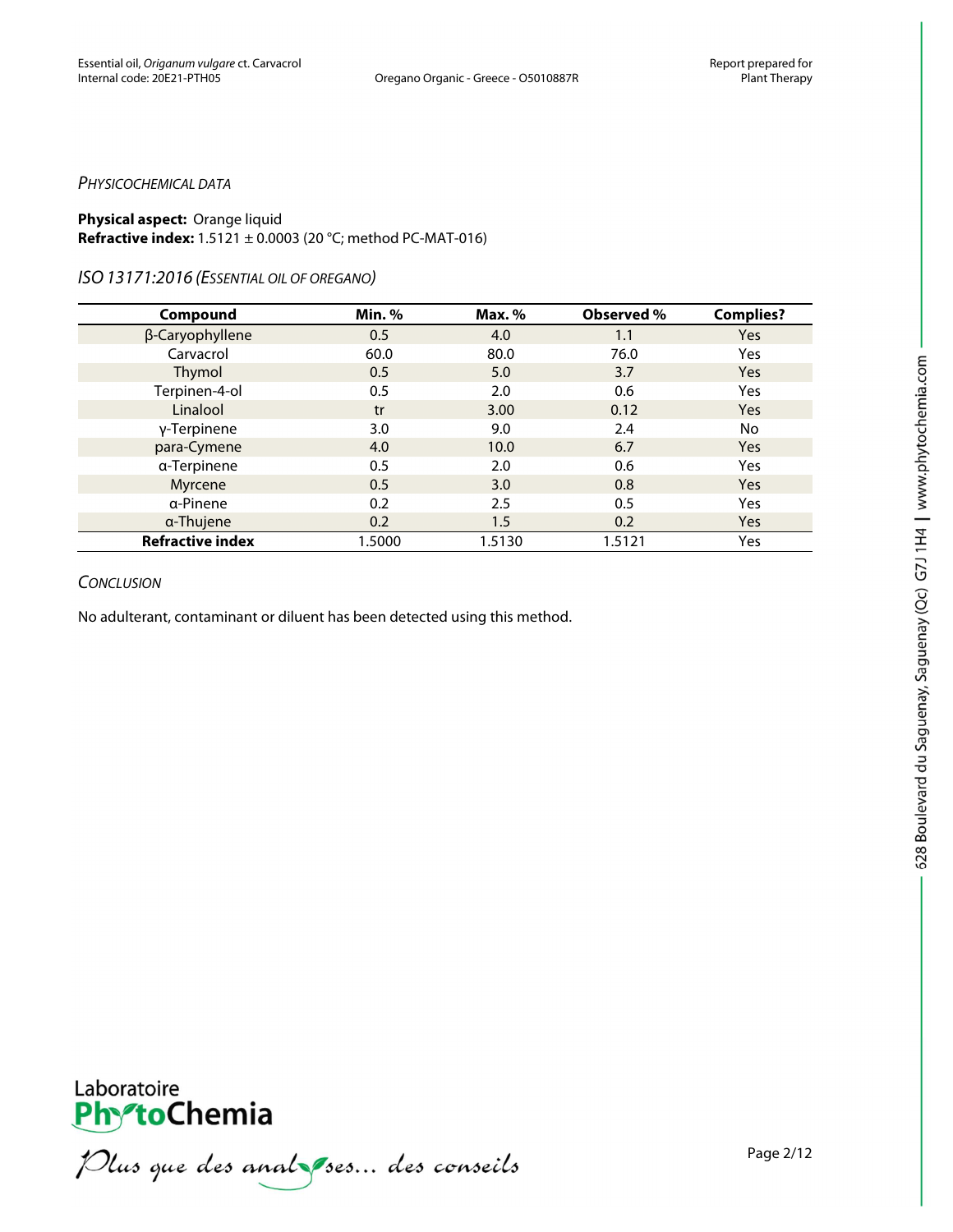*PHYSICOCHEMICAL DATA*

**Physical aspect:** Orange liquid
**Refractive index:** 1.5121 ± 0.0003 (20 °C; method PC-MAT-016)

*ISO 13171:2016 (ESSENTIAL OIL OF OREGANO)*

| Compound | Min. % | Max. % | Observed % | Complies? |
|---|---|---|---|---|
| β-Caryophyllene | 0.5 | 4.0 | 1.1 | Yes |
| Carvacrol | 60.0 | 80.0 | 76.0 | Yes |
| Thymol | 0.5 | 5.0 | 3.7 | Yes |
| Terpinen-4-ol | 0.5 | 2.0 | 0.6 | Yes |
| Linalool | tr | 3.00 | 0.12 | Yes |
| γ-Terpinene | 3.0 | 9.0 | 2.4 | No |
| para-Cymene | 4.0 | 10.0 | 6.7 | Yes |
| α-Terpinene | 0.5 | 2.0 | 0.6 | Yes |
| Myrcene | 0.5 | 3.0 | 0.8 | Yes |
| α-Pinene | 0.2 | 2.5 | 0.5 | Yes |
| α-Thujene | 0.2 | 1.5 | 0.2 | Yes |
| **Refractive index** | 1.5000 | 1.5130 | 1.5121 | Yes |

*CONCLUSION*

No adulterant, contaminant or diluent has been detected using this method.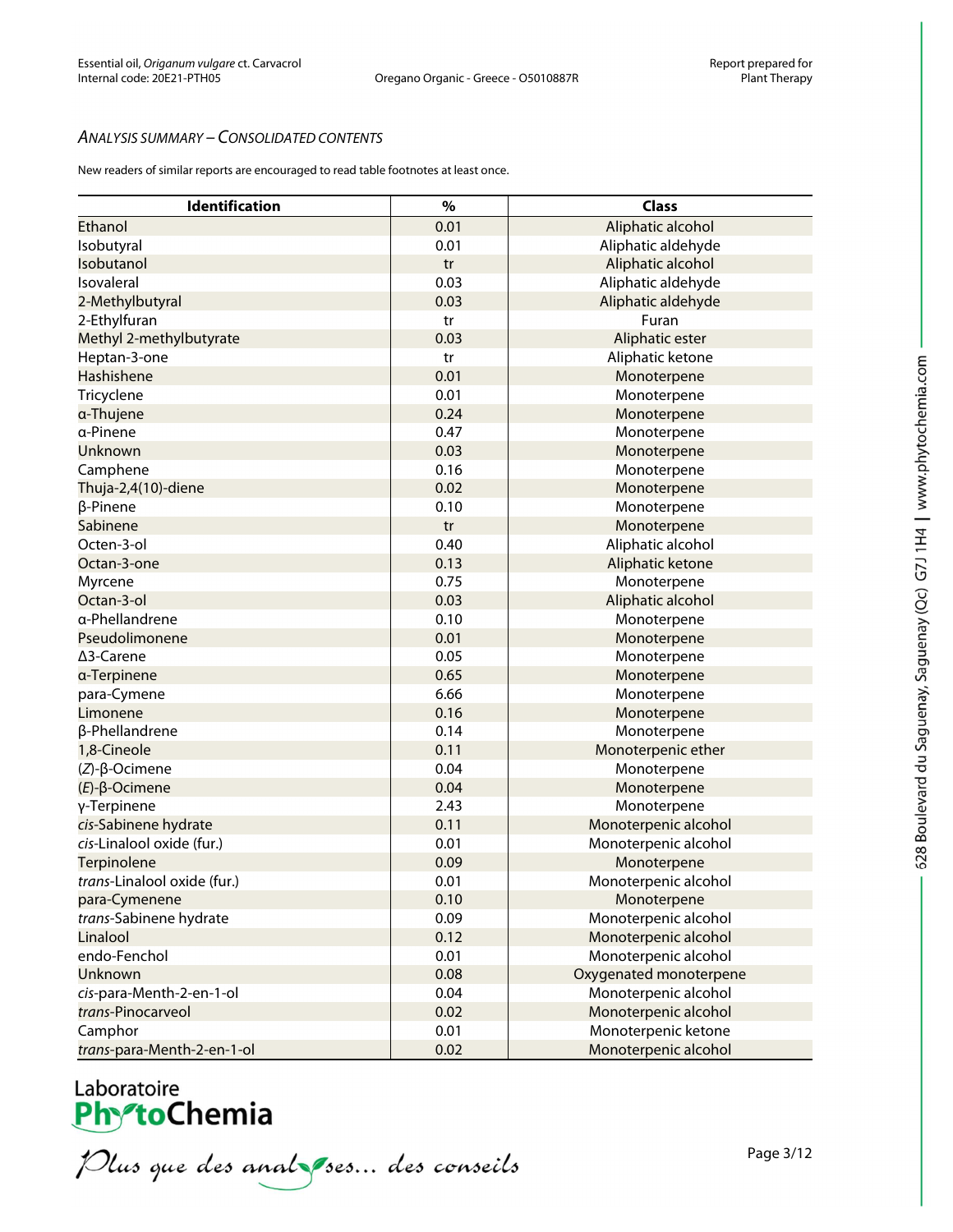### *Analysis summary – Consolidated contents*

New readers of similar reports are encouraged to read table footnotes at least once.

| Identification | % | Class |
|---|---|---|
| Ethanol | 0.01 | Aliphatic alcohol |
| Isobutyral | 0.01 | Aliphatic aldehyde |
| Isobutanol | tr | Aliphatic alcohol |
| Isovaleral | 0.03 | Aliphatic aldehyde |
| 2-Methylbutyral | 0.03 | Aliphatic aldehyde |
| 2-Ethylfuran | tr | Furan |
| Methyl 2-methylbutyrate | 0.03 | Aliphatic ester |
| Heptan-3-one | tr | Aliphatic ketone |
| Hashishene | 0.01 | Monoterpene |
| Tricyclene | 0.01 | Monoterpene |
| α-Thujene | 0.24 | Monoterpene |
| α-Pinene | 0.47 | Monoterpene |
| Unknown | 0.03 | Monoterpene |
| Camphene | 0.16 | Monoterpene |
| Thuja-2,4(10)-diene | 0.02 | Monoterpene |
| β-Pinene | 0.10 | Monoterpene |
| Sabinene | tr | Monoterpene |
| Octen-3-ol | 0.40 | Aliphatic alcohol |
| Octan-3-one | 0.13 | Aliphatic ketone |
| Myrcene | 0.75 | Monoterpene |
| Octan-3-ol | 0.03 | Aliphatic alcohol |
| α-Phellandrene | 0.10 | Monoterpene |
| Pseudolimonene | 0.01 | Monoterpene |
| Δ3-Carene | 0.05 | Monoterpene |
| α-Terpinene | 0.65 | Monoterpene |
| para-Cymene | 6.66 | Monoterpene |
| Limonene | 0.16 | Monoterpene |
| β-Phellandrene | 0.14 | Monoterpene |
| 1,8-Cineole | 0.11 | Monoterpenic ether |
| (*Z*)-β-Ocimene | 0.04 | Monoterpene |
| (*E*)-β-Ocimene | 0.04 | Monoterpene |
| γ-Terpinene | 2.43 | Monoterpene |
| *cis*-Sabinene hydrate | 0.11 | Monoterpenic alcohol |
| *cis*-Linalool oxide (fur.) | 0.01 | Monoterpenic alcohol |
| Terpinolene | 0.09 | Monoterpene |
| *trans*-Linalool oxide (fur.) | 0.01 | Monoterpenic alcohol |
| para-Cymenene | 0.10 | Monoterpene |
| *trans*-Sabinene hydrate | 0.09 | Monoterpenic alcohol |
| Linalool | 0.12 | Monoterpenic alcohol |
| endo-Fenchol | 0.01 | Monoterpenic alcohol |
| Unknown | 0.08 | Oxygenated monoterpene |
| *cis*-para-Menth-2-en-1-ol | 0.04 | Monoterpenic alcohol |
| *trans*-Pinocarveol | 0.02 | Monoterpenic alcohol |
| Camphor | 0.01 | Monoterpenic ketone |
| *trans*-para-Menth-2-en-1-ol | 0.02 | Monoterpenic alcohol |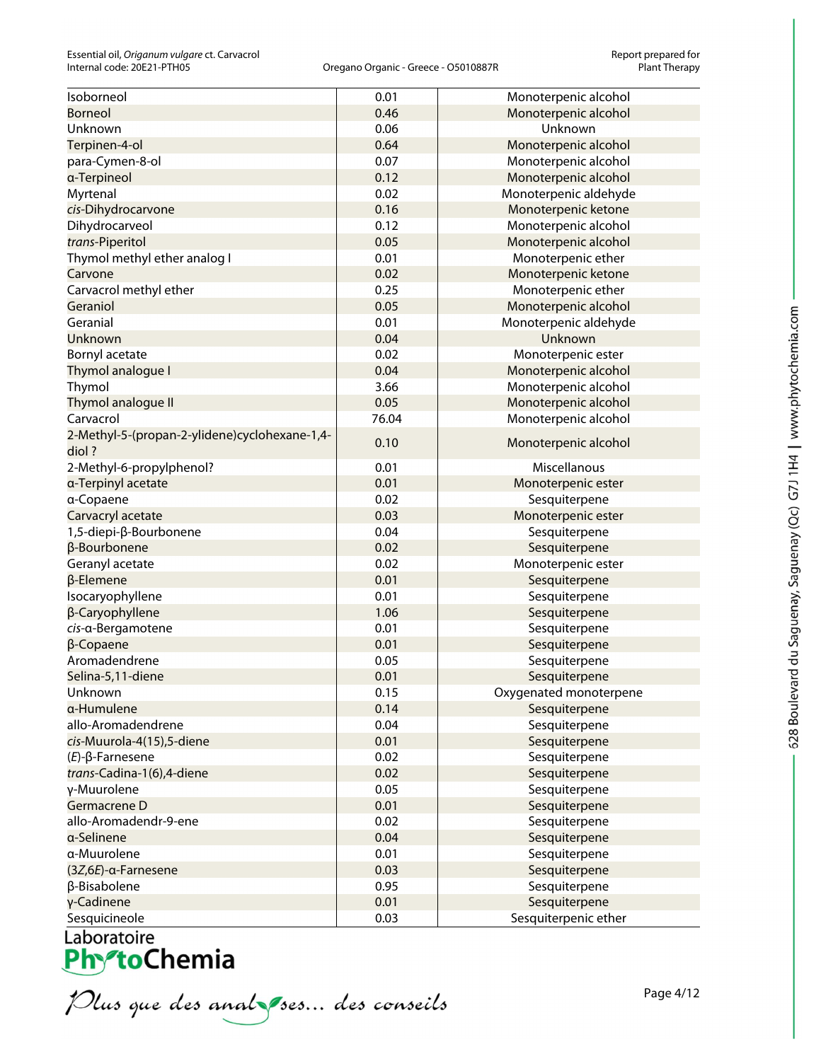| Isoborneol | 0.01 | Monoterpenic alcohol |
|---|---|---|
| Borneol | 0.46 | Monoterpenic alcohol |
| Unknown | 0.06 | Unknown |
| Terpinen-4-ol | 0.64 | Monoterpenic alcohol |
| para-Cymen-8-ol | 0.07 | Monoterpenic alcohol |
| α-Terpineol | 0.12 | Monoterpenic alcohol |
| Myrtenal | 0.02 | Monoterpenic aldehyde |
| *cis*-Dihydrocarvone | 0.16 | Monoterpenic ketone |
| Dihydrocarveol | 0.12 | Monoterpenic alcohol |
| *trans*-Piperitol | 0.05 | Monoterpenic alcohol |
| Thymol methyl ether analog I | 0.01 | Monoterpenic ether |
| Carvone | 0.02 | Monoterpenic ketone |
| Carvacrol methyl ether | 0.25 | Monoterpenic ether |
| Geraniol | 0.05 | Monoterpenic alcohol |
| Geranial | 0.01 | Monoterpenic aldehyde |
| Unknown | 0.04 | Unknown |
| Bornyl acetate | 0.02 | Monoterpenic ester |
| Thymol analogue I | 0.04 | Monoterpenic alcohol |
| Thymol | 3.66 | Monoterpenic alcohol |
| Thymol analogue II | 0.05 | Monoterpenic alcohol |
| Carvacrol | 76.04 | Monoterpenic alcohol |
| 2-Methyl-5-(propan-2-ylidene)cyclohexane-1,4-diol ? | 0.10 | Monoterpenic alcohol |
| 2-Methyl-6-propylphenol? | 0.01 | Miscellanous |
| α-Terpinyl acetate | 0.01 | Monoterpenic ester |
| α-Copaene | 0.02 | Sesquiterpene |
| Carvacryl acetate | 0.03 | Monoterpenic ester |
| 1,5-diepi-β-Bourbonene | 0.04 | Sesquiterpene |
| β-Bourbonene | 0.02 | Sesquiterpene |
| Geranyl acetate | 0.02 | Monoterpenic ester |
| β-Elemene | 0.01 | Sesquiterpene |
| Isocaryophyllene | 0.01 | Sesquiterpene |
| β-Caryophyllene | 1.06 | Sesquiterpene |
| *cis*-α-Bergamotene | 0.01 | Sesquiterpene |
| β-Copaene | 0.01 | Sesquiterpene |
| Aromadendrene | 0.05 | Sesquiterpene |
| Selina-5,11-diene | 0.01 | Sesquiterpene |
| Unknown | 0.15 | Oxygenated monoterpene |
| α-Humulene | 0.14 | Sesquiterpene |
| allo-Aromadendrene | 0.04 | Sesquiterpene |
| *cis*-Muurola-4(15),5-diene | 0.01 | Sesquiterpene |
| (*E*)-β-Farnesene | 0.02 | Sesquiterpene |
| *trans*-Cadina-1(6),4-diene | 0.02 | Sesquiterpene |
| γ-Muurolene | 0.05 | Sesquiterpene |
| Germacrene D | 0.01 | Sesquiterpene |
| allo-Aromadendr-9-ene | 0.02 | Sesquiterpene |
| α-Selinene | 0.04 | Sesquiterpene |
| α-Muurolene | 0.01 | Sesquiterpene |
| (3*Z*,6*E*)-α-Farnesene | 0.03 | Sesquiterpene |
| β-Bisabolene | 0.95 | Sesquiterpene |
| γ-Cadinene | 0.01 | Sesquiterpene |
| Sesquicineole | 0.03 | Sesquiterpenic ether |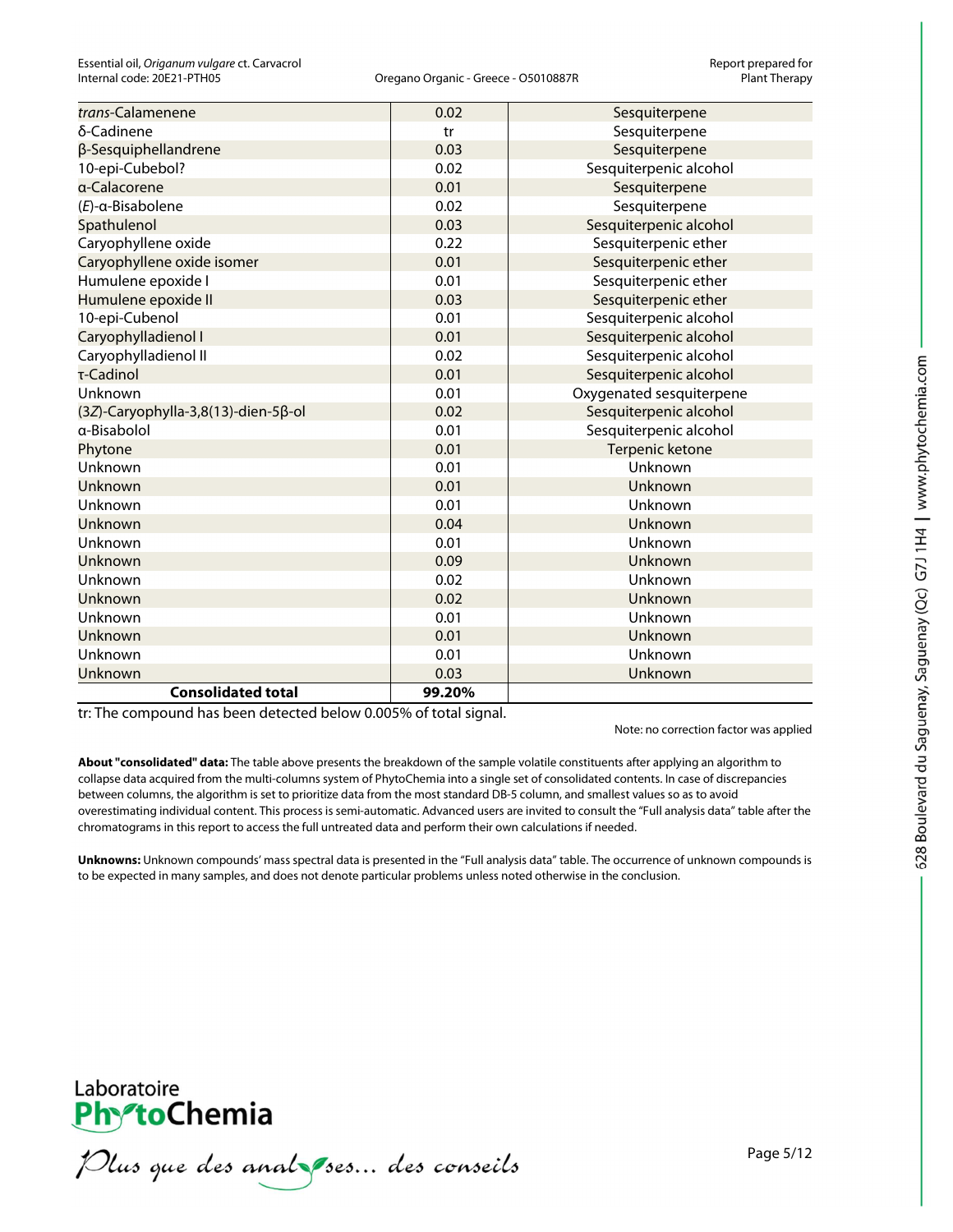| | | |
|---|---|---|
| *trans*-Calamenene | 0.02 | Sesquiterpene |
| δ-Cadinene | tr | Sesquiterpene |
| β-Sesquiphellandrene | 0.03 | Sesquiterpene |
| 10-epi-Cubebol? | 0.02 | Sesquiterpenic alcohol |
| α-Calacorene | 0.01 | Sesquiterpene |
| (*E*)-α-Bisabolene | 0.02 | Sesquiterpene |
| Spathulenol | 0.03 | Sesquiterpenic alcohol |
| Caryophyllene oxide | 0.22 | Sesquiterpenic ether |
| Caryophyllene oxide isomer | 0.01 | Sesquiterpenic ether |
| Humulene epoxide I | 0.01 | Sesquiterpenic ether |
| Humulene epoxide II | 0.03 | Sesquiterpenic ether |
| 10-epi-Cubenol | 0.01 | Sesquiterpenic alcohol |
| Caryophylladienol I | 0.01 | Sesquiterpenic alcohol |
| Caryophylladienol II | 0.02 | Sesquiterpenic alcohol |
| τ-Cadinol | 0.01 | Sesquiterpenic alcohol |
| Unknown | 0.01 | Oxygenated sesquiterpene |
| (3*Z*)-Caryophylla-3,8(13)-dien-5β-ol | 0.02 | Sesquiterpenic alcohol |
| α-Bisabolol | 0.01 | Sesquiterpenic alcohol |
| Phytone | 0.01 | Terpenic ketone |
| Unknown | 0.01 | Unknown |
| Unknown | 0.01 | Unknown |
| Unknown | 0.01 | Unknown |
| Unknown | 0.04 | Unknown |
| Unknown | 0.01 | Unknown |
| Unknown | 0.09 | Unknown |
| Unknown | 0.02 | Unknown |
| Unknown | 0.02 | Unknown |
| Unknown | 0.01 | Unknown |
| Unknown | 0.01 | Unknown |
| Unknown | 0.01 | Unknown |
| Unknown | 0.03 | Unknown |
| **Consolidated total** | **99.20%** | |

tr: The compound has been detected below 0.005% of total signal.

Note: no correction factor was applied

**About "consolidated" data:** The table above presents the breakdown of the sample volatile constituents after applying an algorithm to collapse data acquired from the multi-columns system of PhytoChemia into a single set of consolidated contents. In case of discrepancies between columns, the algorithm is set to prioritize data from the most standard DB-5 column, and smallest values so as to avoid overestimating individual content. This process is semi-automatic. Advanced users are invited to consult the "Full analysis data" table after the chromatograms in this report to access the full untreated data and perform their own calculations if needed.

**Unknowns:** Unknown compounds' mass spectral data is presented in the "Full analysis data" table. The occurrence of unknown compounds is to be expected in many samples, and does not denote particular problems unless noted otherwise in the conclusion.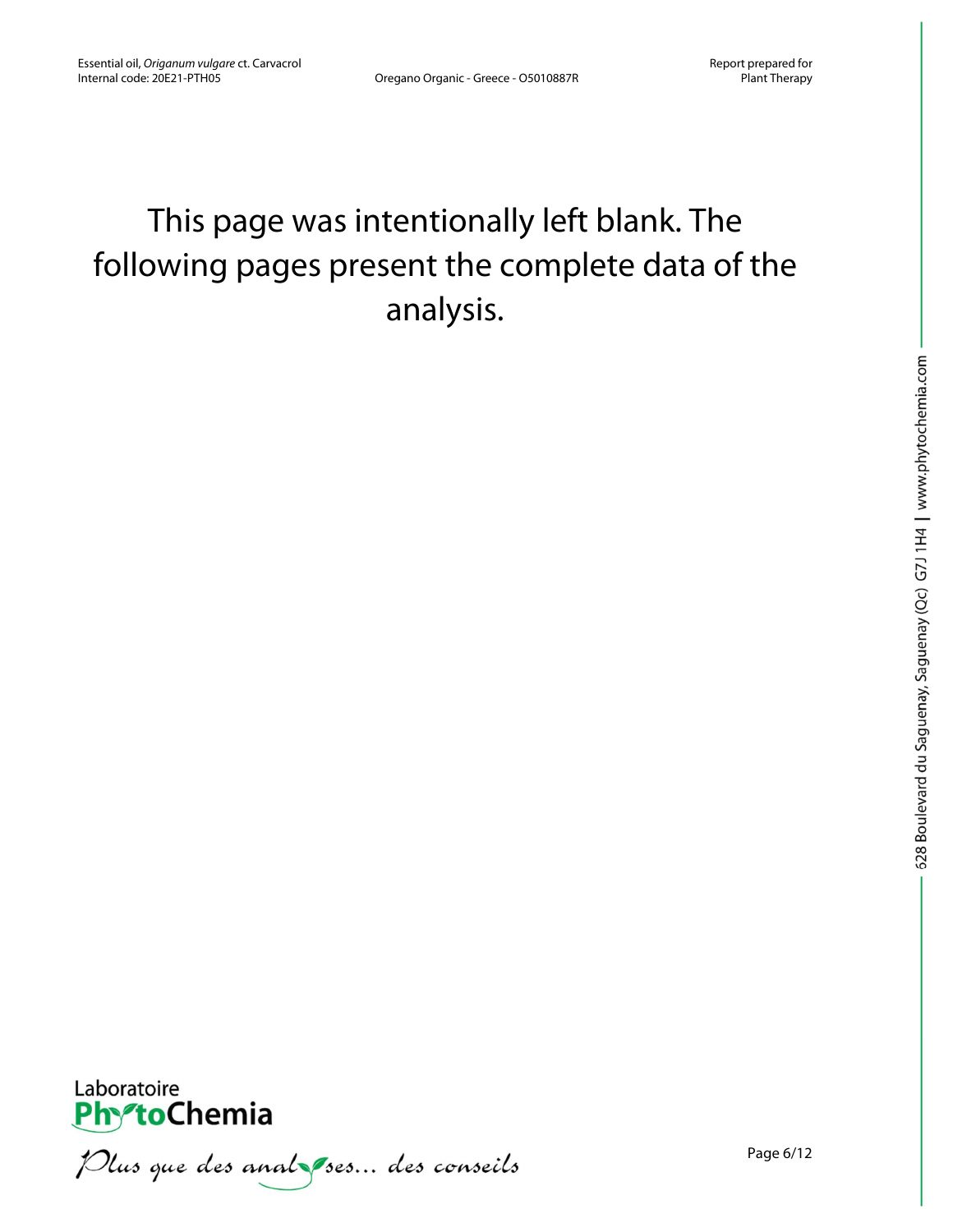This page was intentionally left blank. The following pages present the complete data of the analysis.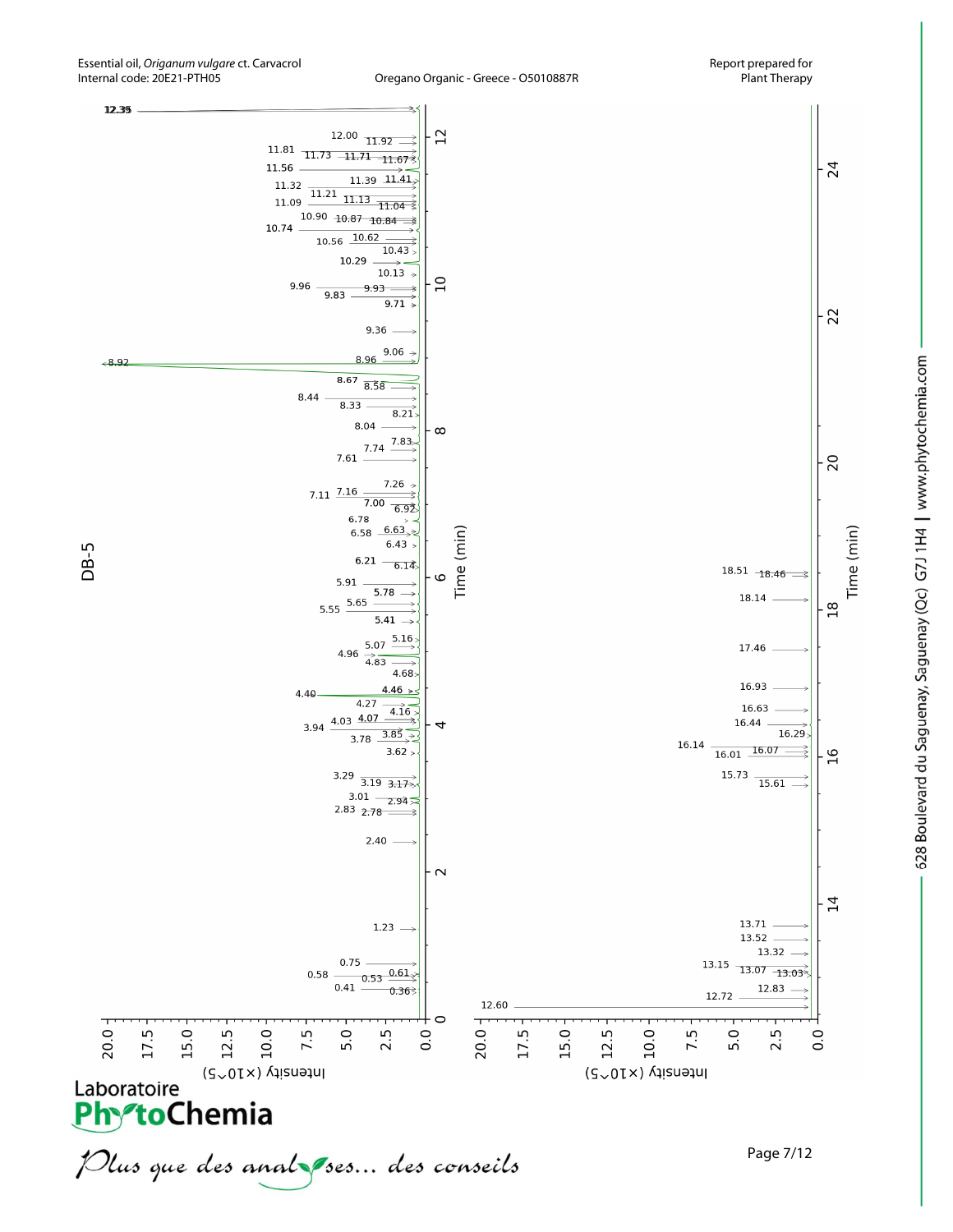DB-5

Time (min)

Intensity (×10^5)

12.35, 12.00, 11.92, 11.81, 11.73, 11.71, 11.67, 11.56, 11.39, 11.41, 11.32, 11.21, 11.13, 11.09, 11.04, 10.90, 10.87, 10.84, 10.74, 10.62, 10.56, 10.43, 10.29, 10.13, 9.96, 9.93, 9.83, 9.71, 9.36, 9.06, 8.92, 8.96, 8.67, 8.58, 8.44, 8.33, 8.21, 8.04, 7.83, 7.74, 7.61, 7.26, 7.11, 7.16, 7.00, 6.92, 6.78, 6.63, 6.58, 6.43, 6.21, 6.14, 5.91, 5.78, 5.65, 5.55, 5.41, 5.16, 5.07, 4.96, 4.83, 4.68, 4.46, 4.40, 4.27, 4.16, 4.03, 4.07, 3.94, 3.85, 3.78, 3.62, 3.29, 3.19, 3.17, 3.01, 2.94, 2.83, 2.78, 2.40, 1.23, 0.75, 0.58, 0.61, 0.53, 0.41, 0.36

18.51, 18.46, 18.14, 17.46, 16.93, 16.63, 16.44, 16.29, 16.14, 16.01, 16.07, 15.73, 15.61, 13.71, 13.52, 13.32, 13.15, 13.07, 13.03, 12.83, 12.72, 12.60

Laboratoire PhytoChemia

*Plus que des analyses... des conseils*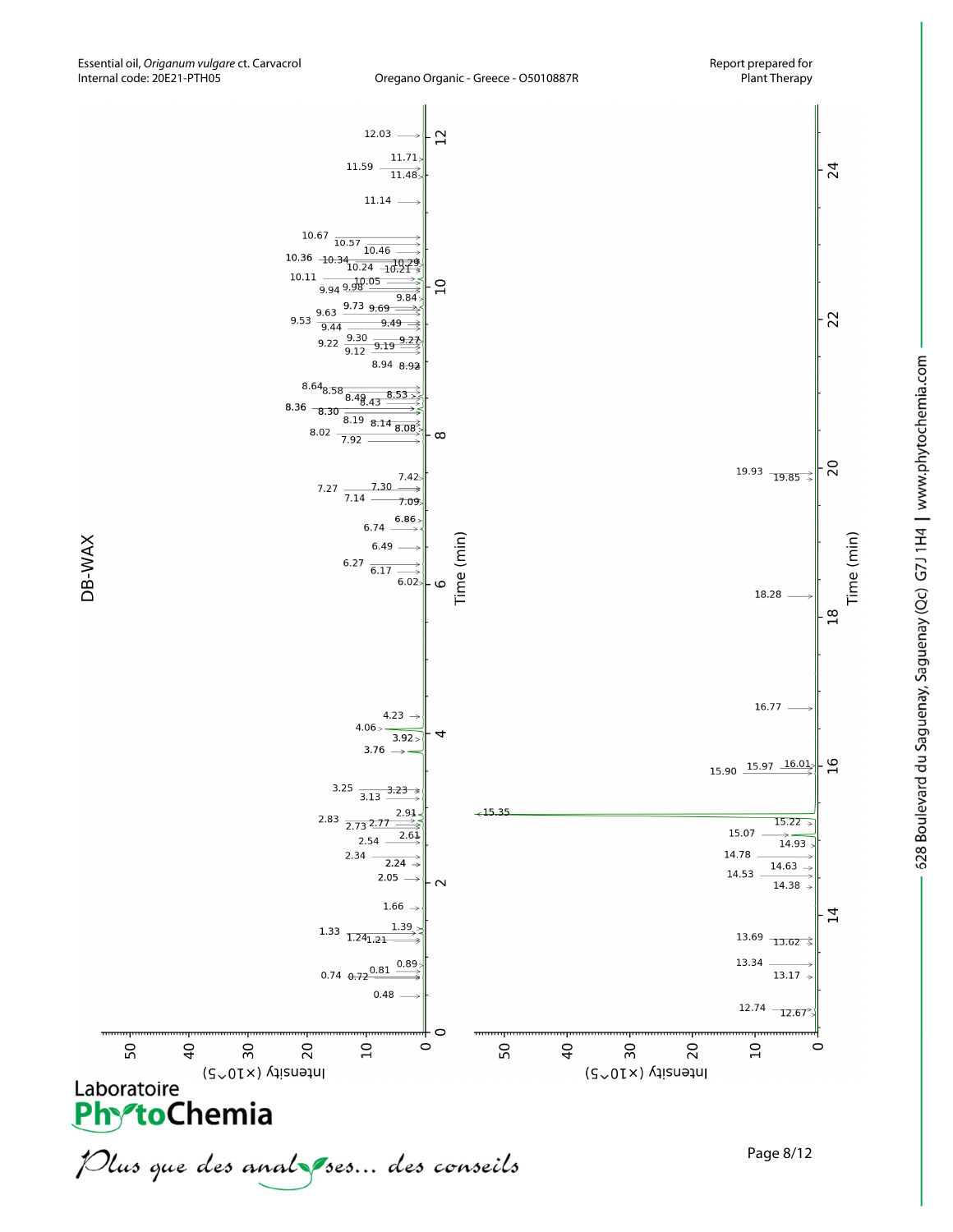DB-WAX

Panel 1 — Intensity (×10^5) vs Time (min), 0–12 min

Peak labels: 0.48, 0.72, 0.74, 0.81, 0.89, 1.21, 1.24, 1.33, 1.39, 1.66, 2.05, 2.24, 2.34, 2.54, 2.61, 2.73, 2.77, 2.83, 2.91, 3.13, 3.23, 3.25, 3.76, 3.92, 4.06, 4.23, 6.02, 6.17, 6.27, 6.49, 6.74, 6.86, 7.09, 7.14, 7.27, 7.30, 7.42, 7.92, 8.02, 8.08, 8.14, 8.19, 8.30, 8.36, 8.43, 8.49, 8.53, 8.58, 8.64, 8.92, 8.94, 9.12, 9.19, 9.22, 9.27, 9.30, 9.44, 9.49, 9.53, 9.63, 9.69, 9.73, 9.84, 9.94, 9.98, 10.05, 10.11, 10.21, 10.24, 10.29, 10.34, 10.36, 10.46, 10.57, 10.67, 11.14, 11.48, 11.59, 11.71, 12.03

Panel 2 — Intensity (×10^5) vs Time (min), 12–24 min

Peak labels: 12.67, 12.74, 13.17, 13.34, 13.62, 13.69, 14.38, 14.53, 14.63, 14.78, 14.93, 15.07, 15.22, 15.35, 15.90, 15.97, 16.01, 16.77, 18.28, 19.85, 19.93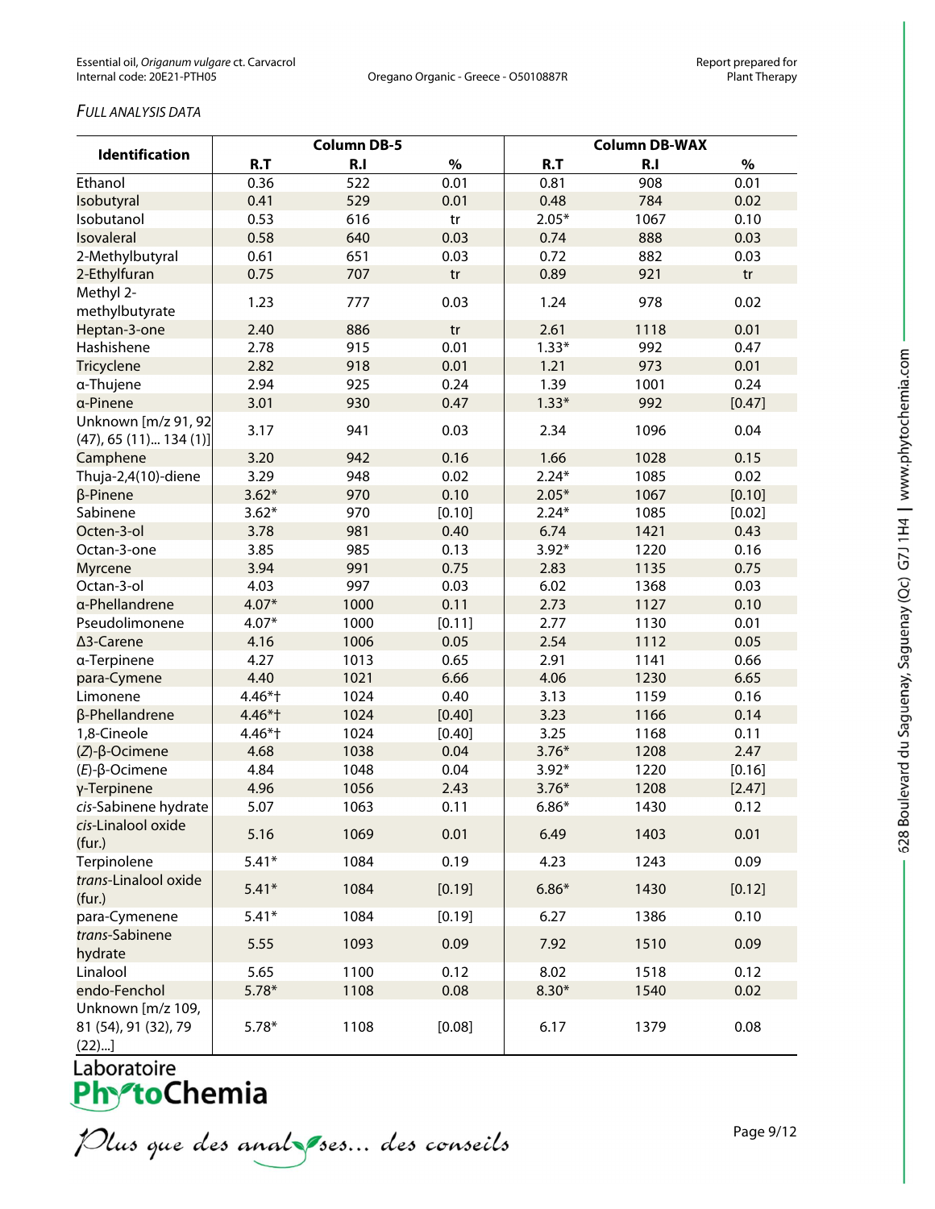*FULL ANALYSIS DATA*

| Identification | Column DB-5 | | | Column DB-WAX | | |
|---|---|---|---|---|---|---|
| | R.T | R.I | % | R.T | R.I | % |
| Ethanol | 0.36 | 522 | 0.01 | 0.81 | 908 | 0.01 |
| Isobutyral | 0.41 | 529 | 0.01 | 0.48 | 784 | 0.02 |
| Isobutanol | 0.53 | 616 | tr | 2.05* | 1067 | 0.10 |
| Isovaleral | 0.58 | 640 | 0.03 | 0.74 | 888 | 0.03 |
| 2-Methylbutyral | 0.61 | 651 | 0.03 | 0.72 | 882 | 0.03 |
| 2-Ethylfuran | 0.75 | 707 | tr | 0.89 | 921 | tr |
| Methyl 2-methylbutyrate | 1.23 | 777 | 0.03 | 1.24 | 978 | 0.02 |
| Heptan-3-one | 2.40 | 886 | tr | 2.61 | 1118 | 0.01 |
| Hashishene | 2.78 | 915 | 0.01 | 1.33* | 992 | 0.47 |
| Tricyclene | 2.82 | 918 | 0.01 | 1.21 | 973 | 0.01 |
| α-Thujene | 2.94 | 925 | 0.24 | 1.39 | 1001 | 0.24 |
| α-Pinene | 3.01 | 930 | 0.47 | 1.33* | 992 | [0.47] |
| Unknown [m/z 91, 92 (47), 65 (11)... 134 (1)] | 3.17 | 941 | 0.03 | 2.34 | 1096 | 0.04 |
| Camphene | 3.20 | 942 | 0.16 | 1.66 | 1028 | 0.15 |
| Thuja-2,4(10)-diene | 3.29 | 948 | 0.02 | 2.24* | 1085 | 0.02 |
| β-Pinene | 3.62* | 970 | 0.10 | 2.05* | 1067 | [0.10] |
| Sabinene | 3.62* | 970 | [0.10] | 2.24* | 1085 | [0.02] |
| Octen-3-ol | 3.78 | 981 | 0.40 | 6.74 | 1421 | 0.43 |
| Octan-3-one | 3.85 | 985 | 0.13 | 3.92* | 1220 | 0.16 |
| Myrcene | 3.94 | 991 | 0.75 | 2.83 | 1135 | 0.75 |
| Octan-3-ol | 4.03 | 997 | 0.03 | 6.02 | 1368 | 0.03 |
| α-Phellandrene | 4.07* | 1000 | 0.11 | 2.73 | 1127 | 0.10 |
| Pseudolimonene | 4.07* | 1000 | [0.11] | 2.77 | 1130 | 0.01 |
| Δ3-Carene | 4.16 | 1006 | 0.05 | 2.54 | 1112 | 0.05 |
| α-Terpinene | 4.27 | 1013 | 0.65 | 2.91 | 1141 | 0.66 |
| para-Cymene | 4.40 | 1021 | 6.66 | 4.06 | 1230 | 6.65 |
| Limonene | 4.46*† | 1024 | 0.40 | 3.13 | 1159 | 0.16 |
| β-Phellandrene | 4.46*† | 1024 | [0.40] | 3.23 | 1166 | 0.14 |
| 1,8-Cineole | 4.46*† | 1024 | [0.40] | 3.25 | 1168 | 0.11 |
| (*Z*)-β-Ocimene | 4.68 | 1038 | 0.04 | 3.76* | 1208 | 2.47 |
| (*E*)-β-Ocimene | 4.84 | 1048 | 0.04 | 3.92* | 1220 | [0.16] |
| γ-Terpinene | 4.96 | 1056 | 2.43 | 3.76* | 1208 | [2.47] |
| *cis*-Sabinene hydrate | 5.07 | 1063 | 0.11 | 6.86* | 1430 | 0.12 |
| *cis*-Linalool oxide (fur.) | 5.16 | 1069 | 0.01 | 6.49 | 1403 | 0.01 |
| Terpinolene | 5.41* | 1084 | 0.19 | 4.23 | 1243 | 0.09 |
| *trans*-Linalool oxide (fur.) | 5.41* | 1084 | [0.19] | 6.86* | 1430 | [0.12] |
| para-Cymenene | 5.41* | 1084 | [0.19] | 6.27 | 1386 | 0.10 |
| *trans*-Sabinene hydrate | 5.55 | 1093 | 0.09 | 7.92 | 1510 | 0.09 |
| Linalool | 5.65 | 1100 | 0.12 | 8.02 | 1518 | 0.12 |
| endo-Fenchol | 5.78* | 1108 | 0.08 | 8.30* | 1540 | 0.02 |
| Unknown [m/z 109, 81 (54), 91 (32), 79 (22)...] | 5.78* | 1108 | [0.08] | 6.17 | 1379 | 0.08 |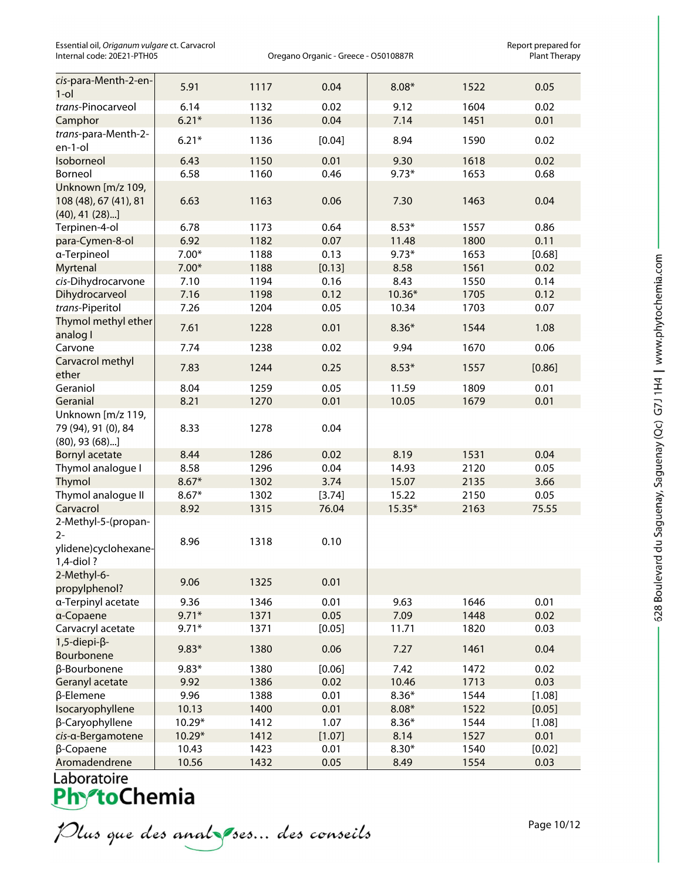| | | | | | | |
|---|---|---|---|---|---|---|
| *cis*-para-Menth-2-en-1-ol | 5.91 | 1117 | 0.04 | 8.08* | 1522 | 0.05 |
| *trans*-Pinocarveol | 6.14 | 1132 | 0.02 | 9.12 | 1604 | 0.02 |
| Camphor | 6.21* | 1136 | 0.04 | 7.14 | 1451 | 0.01 |
| *trans*-para-Menth-2-en-1-ol | 6.21* | 1136 | [0.04] | 8.94 | 1590 | 0.02 |
| Isoborneol | 6.43 | 1150 | 0.01 | 9.30 | 1618 | 0.02 |
| Borneol | 6.58 | 1160 | 0.46 | 9.73* | 1653 | 0.68 |
| Unknown [m/z 109, 108 (48), 67 (41), 81 (40), 41 (28)...] | 6.63 | 1163 | 0.06 | 7.30 | 1463 | 0.04 |
| Terpinen-4-ol | 6.78 | 1173 | 0.64 | 8.53* | 1557 | 0.86 |
| para-Cymen-8-ol | 6.92 | 1182 | 0.07 | 11.48 | 1800 | 0.11 |
| α-Terpineol | 7.00* | 1188 | 0.13 | 9.73* | 1653 | [0.68] |
| Myrtenal | 7.00* | 1188 | [0.13] | 8.58 | 1561 | 0.02 |
| *cis*-Dihydrocarvone | 7.10 | 1194 | 0.16 | 8.43 | 1550 | 0.14 |
| Dihydrocarveol | 7.16 | 1198 | 0.12 | 10.36* | 1705 | 0.12 |
| *trans*-Piperitol | 7.26 | 1204 | 0.05 | 10.34 | 1703 | 0.07 |
| Thymol methyl ether analog I | 7.61 | 1228 | 0.01 | 8.36* | 1544 | 1.08 |
| Carvone | 7.74 | 1238 | 0.02 | 9.94 | 1670 | 0.06 |
| Carvacrol methyl ether | 7.83 | 1244 | 0.25 | 8.53* | 1557 | [0.86] |
| Geraniol | 8.04 | 1259 | 0.05 | 11.59 | 1809 | 0.01 |
| Geranial | 8.21 | 1270 | 0.01 | 10.05 | 1679 | 0.01 |
| Unknown [m/z 119, 79 (94), 91 (0), 84 (80), 93 (68)...] | 8.33 | 1278 | 0.04 | | | |
| Bornyl acetate | 8.44 | 1286 | 0.02 | 8.19 | 1531 | 0.04 |
| Thymol analogue I | 8.58 | 1296 | 0.04 | 14.93 | 2120 | 0.05 |
| Thymol | 8.67* | 1302 | 3.74 | 15.07 | 2135 | 3.66 |
| Thymol analogue II | 8.67* | 1302 | [3.74] | 15.22 | 2150 | 0.05 |
| Carvacrol | 8.92 | 1315 | 76.04 | 15.35* | 2163 | 75.55 |
| 2-Methyl-5-(propan-2-ylidene)cyclohexane-1,4-diol ? | 8.96 | 1318 | 0.10 | | | |
| 2-Methyl-6-propylphenol? | 9.06 | 1325 | 0.01 | | | |
| α-Terpinyl acetate | 9.36 | 1346 | 0.01 | 9.63 | 1646 | 0.01 |
| α-Copaene | 9.71* | 1371 | 0.05 | 7.09 | 1448 | 0.02 |
| Carvacryl acetate | 9.71* | 1371 | [0.05] | 11.71 | 1820 | 0.03 |
| 1,5-diepi-β-Bourbonene | 9.83* | 1380 | 0.06 | 7.27 | 1461 | 0.04 |
| β-Bourbonene | 9.83* | 1380 | [0.06] | 7.42 | 1472 | 0.02 |
| Geranyl acetate | 9.92 | 1386 | 0.02 | 10.46 | 1713 | 0.03 |
| β-Elemene | 9.96 | 1388 | 0.01 | 8.36* | 1544 | [1.08] |
| Isocaryophyllene | 10.13 | 1400 | 0.01 | 8.08* | 1522 | [0.05] |
| β-Caryophyllene | 10.29* | 1412 | 1.07 | 8.36* | 1544 | [1.08] |
| *cis*-α-Bergamotene | 10.29* | 1412 | [1.07] | 8.14 | 1527 | 0.01 |
| β-Copaene | 10.43 | 1423 | 0.01 | 8.30* | 1540 | [0.02] |
| Aromadendrene | 10.56 | 1432 | 0.05 | 8.49 | 1554 | 0.03 |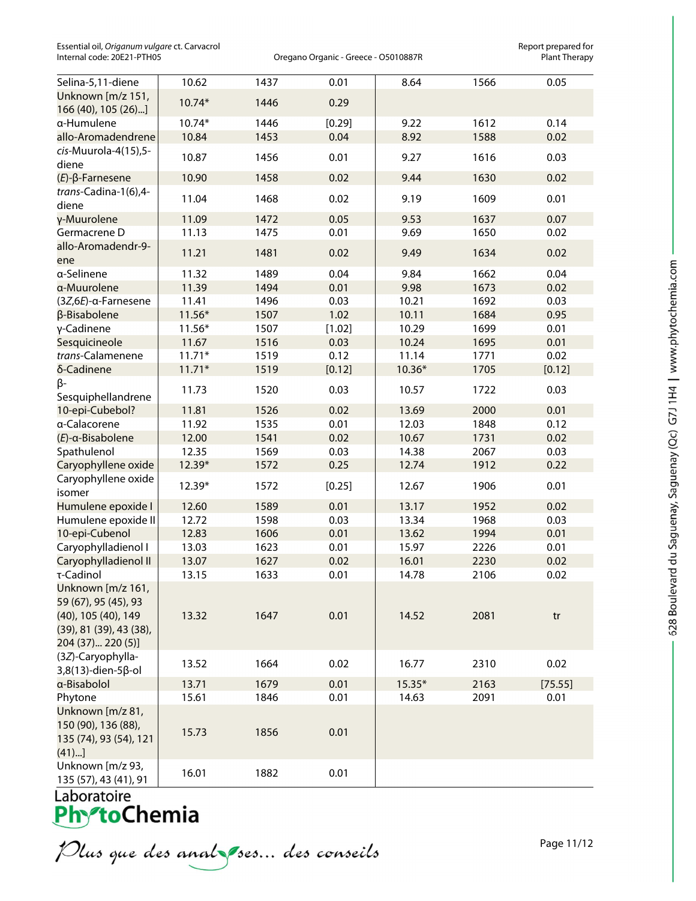| | | | | | | |
|---|---|---|---|---|---|---|
| Selina-5,11-diene | 10.62 | 1437 | 0.01 | 8.64 | 1566 | 0.05 |
| Unknown [m/z 151, 166 (40), 105 (26)...] | 10.74* | 1446 | 0.29 | | | |
| α-Humulene | 10.74* | 1446 | [0.29] | 9.22 | 1612 | 0.14 |
| allo-Aromadendrene | 10.84 | 1453 | 0.04 | 8.92 | 1588 | 0.02 |
| *cis*-Muurola-4(15),5-diene | 10.87 | 1456 | 0.01 | 9.27 | 1616 | 0.03 |
| (*E*)-β-Farnesene | 10.90 | 1458 | 0.02 | 9.44 | 1630 | 0.02 |
| *trans*-Cadina-1(6),4-diene | 11.04 | 1468 | 0.02 | 9.19 | 1609 | 0.01 |
| γ-Muurolene | 11.09 | 1472 | 0.05 | 9.53 | 1637 | 0.07 |
| Germacrene D | 11.13 | 1475 | 0.01 | 9.69 | 1650 | 0.02 |
| allo-Aromadendr-9-ene | 11.21 | 1481 | 0.02 | 9.49 | 1634 | 0.02 |
| α-Selinene | 11.32 | 1489 | 0.04 | 9.84 | 1662 | 0.04 |
| α-Muurolene | 11.39 | 1494 | 0.01 | 9.98 | 1673 | 0.02 |
| (3*Z*,6*E*)-α-Farnesene | 11.41 | 1496 | 0.03 | 10.21 | 1692 | 0.03 |
| β-Bisabolene | 11.56* | 1507 | 1.02 | 10.11 | 1684 | 0.95 |
| γ-Cadinene | 11.56* | 1507 | [1.02] | 10.29 | 1699 | 0.01 |
| Sesquicineole | 11.67 | 1516 | 0.03 | 10.24 | 1695 | 0.01 |
| *trans*-Calamenene | 11.71* | 1519 | 0.12 | 11.14 | 1771 | 0.02 |
| δ-Cadinene | 11.71* | 1519 | [0.12] | 10.36* | 1705 | [0.12] |
| β-Sesquiphellandrene | 11.73 | 1520 | 0.03 | 10.57 | 1722 | 0.03 |
| 10-epi-Cubebol? | 11.81 | 1526 | 0.02 | 13.69 | 2000 | 0.01 |
| α-Calacorene | 11.92 | 1535 | 0.01 | 12.03 | 1848 | 0.12 |
| (*E*)-α-Bisabolene | 12.00 | 1541 | 0.02 | 10.67 | 1731 | 0.02 |
| Spathulenol | 12.35 | 1569 | 0.03 | 14.38 | 2067 | 0.03 |
| Caryophyllene oxide | 12.39* | 1572 | 0.25 | 12.74 | 1912 | 0.22 |
| Caryophyllene oxide isomer | 12.39* | 1572 | [0.25] | 12.67 | 1906 | 0.01 |
| Humulene epoxide I | 12.60 | 1589 | 0.01 | 13.17 | 1952 | 0.02 |
| Humulene epoxide II | 12.72 | 1598 | 0.03 | 13.34 | 1968 | 0.03 |
| 10-epi-Cubenol | 12.83 | 1606 | 0.01 | 13.62 | 1994 | 0.01 |
| Caryophylladienol I | 13.03 | 1623 | 0.01 | 15.97 | 2226 | 0.01 |
| Caryophylladienol II | 13.07 | 1627 | 0.02 | 16.01 | 2230 | 0.02 |
| τ-Cadinol | 13.15 | 1633 | 0.01 | 14.78 | 2106 | 0.02 |
| Unknown [m/z 161, 59 (67), 95 (45), 93 (40), 105 (40), 149 (39), 81 (39), 43 (38), 204 (37)... 220 (5)] | 13.32 | 1647 | 0.01 | 14.52 | 2081 | tr |
| (3*Z*)-Caryophylla-3,8(13)-dien-5β-ol | 13.52 | 1664 | 0.02 | 16.77 | 2310 | 0.02 |
| α-Bisabolol | 13.71 | 1679 | 0.01 | 15.35* | 2163 | [75.55] |
| Phytone | 15.61 | 1846 | 0.01 | 14.63 | 2091 | 0.01 |
| Unknown [m/z 81, 150 (90), 136 (88), 135 (74), 93 (54), 121 (41)...] | 15.73 | 1856 | 0.01 | | | |
| Unknown [m/z 93, 135 (57), 43 (41), 91 | 16.01 | 1882 | 0.01 | | | |

Laboratoire PhytoChemia

*Plus que des analyses... des conseils*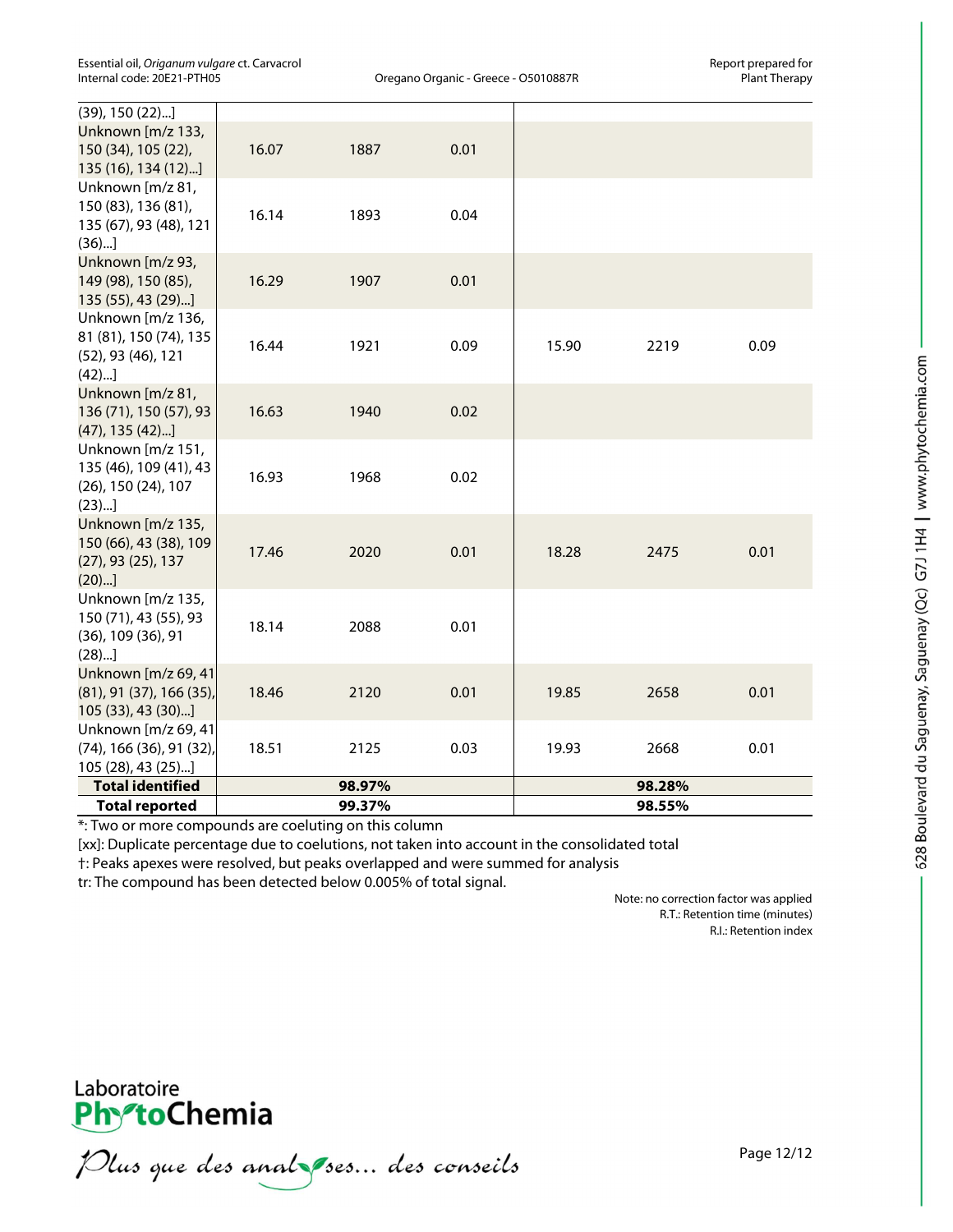| | | | | | | |
|---|---|---|---|---|---|---|
| (39), 150 (22)...] | | | | | | |
| Unknown [m/z 133, 150 (34), 105 (22), 135 (16), 134 (12)...] | 16.07 | 1887 | 0.01 | | | |
| Unknown [m/z 81, 150 (83), 136 (81), 135 (67), 93 (48), 121 (36)...] | 16.14 | 1893 | 0.04 | | | |
| Unknown [m/z 93, 149 (98), 150 (85), 135 (55), 43 (29)...] | 16.29 | 1907 | 0.01 | | | |
| Unknown [m/z 136, 81 (81), 150 (74), 135 (52), 93 (46), 121 (42)...] | 16.44 | 1921 | 0.09 | 15.90 | 2219 | 0.09 |
| Unknown [m/z 81, 136 (71), 150 (57), 93 (47), 135 (42)...] | 16.63 | 1940 | 0.02 | | | |
| Unknown [m/z 151, 135 (46), 109 (41), 43 (26), 150 (24), 107 (23)...] | 16.93 | 1968 | 0.02 | | | |
| Unknown [m/z 135, 150 (66), 43 (38), 109 (27), 93 (25), 137 (20)...] | 17.46 | 2020 | 0.01 | 18.28 | 2475 | 0.01 |
| Unknown [m/z 135, 150 (71), 43 (55), 93 (36), 109 (36), 91 (28)...] | 18.14 | 2088 | 0.01 | | | |
| Unknown [m/z 69, 41 (81), 91 (37), 166 (35), 105 (33), 43 (30)...] | 18.46 | 2120 | 0.01 | 19.85 | 2658 | 0.01 |
| Unknown [m/z 69, 41 (74), 166 (36), 91 (32), 105 (28), 43 (25)...] | 18.51 | 2125 | 0.03 | 19.93 | 2668 | 0.01 |
| **Total identified** | | **98.97%** | | | **98.28%** | |
| **Total reported** | | **99.37%** | | | **98.55%** | |

*: Two or more compounds are coeluting on this column

[xx]: Duplicate percentage due to coelutions, not taken into account in the consolidated total

†: Peaks apexes were resolved, but peaks overlapped and were summed for analysis

tr: The compound has been detected below 0.005% of total signal.

Note: no correction factor was applied

R.T.: Retention time (minutes)

R.I.: Retention index